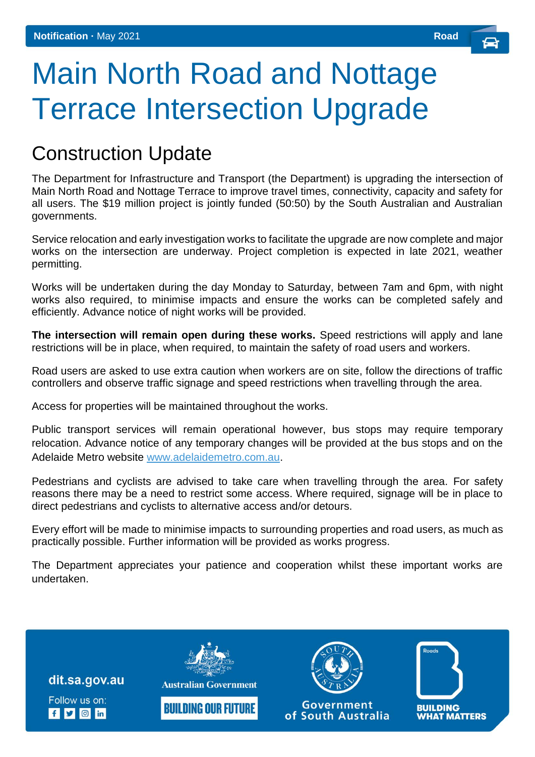**Notification** · May 2021 **Road**

# Main North Road and Nottage Terrace Intersection Upgrade

## Construction Update

The Department for Infrastructure and Transport (the Department) is upgrading the intersection of Main North Road and Nottage Terrace to improve travel times, connectivity, capacity and safety for all users. The $19 million project is jointly funded (50:50) by the South Australian and Australian governments.

Service relocation and early investigation works to facilitate the upgrade are now complete and major works on the intersection are underway. Project completion is expected in late 2021, weather permitting.

Works will be undertaken during the day Monday to Saturday, between 7am and 6pm, with night works also required, to minimise impacts and ensure the works can be completed safely and efficiently. Advance notice of night works will be provided.

**The intersection will remain open during these works.** Speed restrictions will apply and lane restrictions will be in place, when required, to maintain the safety of road users and workers.

Road users are asked to use extra caution when workers are on site, follow the directions of traffic controllers and observe traffic signage and speed restrictions when travelling through the area.

Access for properties will be maintained throughout the works.

Public transport services will remain operational however, bus stops may require temporary relocation. Advance notice of any temporary changes will be provided at the bus stops and on the Adelaide Metro website [www.adelaidemetro.com.au](http://www.adelaidemetro.com.au).

Pedestrians and cyclists are advised to take care when travelling through the area. For safety reasons there may be a need to restrict some access. Where required, signage will be in place to direct pedestrians and cyclists to alternative access and/or detours.

Every effort will be made to minimise impacts to surrounding properties and road users, as much as practically possible. Further information will be provided as works progress.

The Department appreciates your patience and cooperation whilst these important works are undertaken.

dit.sa.gov.au

Follow us on:

Australian Government

BUILDING OUR FUTURE

Government of South Australia

Roads

BUILDING WHAT MATTERS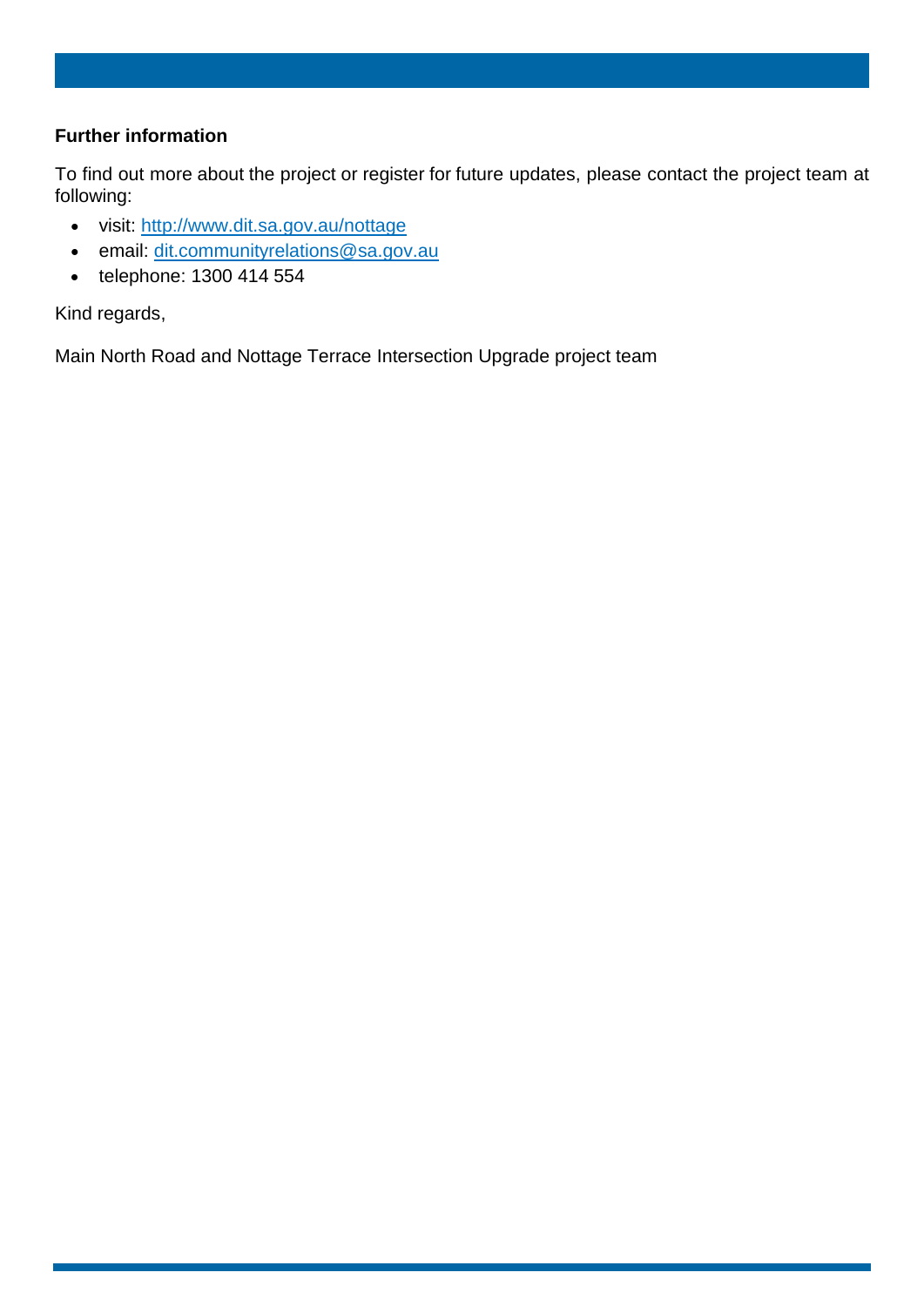**Further information**

To find out more about the project or register for future updates, please contact the project team at following:

- visit: [http://www.dit.sa.gov.au/nottage](http://www.dit.sa.gov.au/nottage)
- email: [dit.communityrelations@sa.gov.au](mailto:dit.communityrelations@sa.gov.au)
- telephone: 1300 414 554

Kind regards,

Main North Road and Nottage Terrace Intersection Upgrade project team